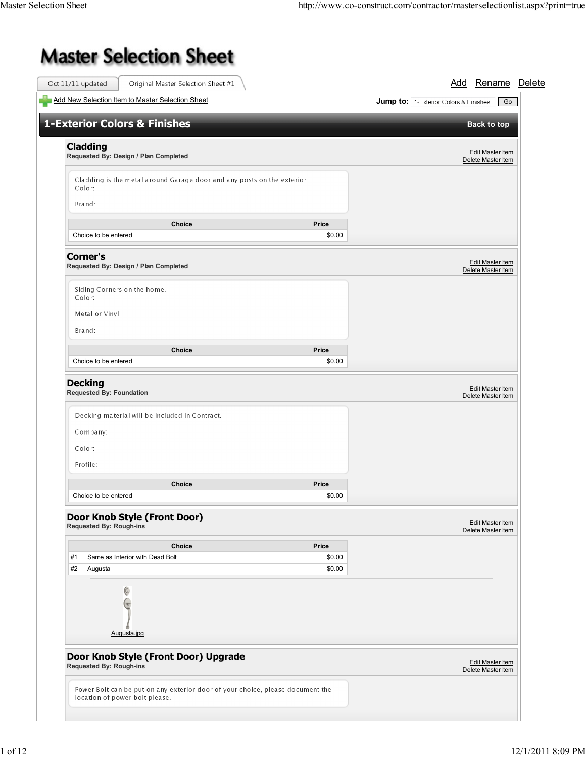# Master Selection Sheet

Oct 11/11 updated | Original Master Selection Sheet #1

Add  Rename  Delete

Add New Selection Item to Master Selection Sheet

**Jump to:** 1-Exterior Colors & Finishes  Go

## 1-Exterior Colors & Finishes

Back to top

### Cladding

**Requested By: Design / Plan Completed**

Edit Master Item
Delete Master Item

Cladding is the metal around Garage door and any posts on the exterior
Color:

Brand:

| Choice | Price |
|---|---|
| Choice to be entered | $0.00 |

### Corner's

**Requested By: Design / Plan Completed**

Edit Master Item
Delete Master Item

Siding Corners on the home.
Color:

Metal or Vinyl

Brand:

| Choice | Price |
|---|---|
| Choice to be entered | $0.00 |

### Decking

**Requested By: Foundation**

Edit Master Item
Delete Master Item

Decking material will be included in Contract.

Company:

Color:

Profile:

| Choice | Price |
|---|---|
| Choice to be entered | $0.00 |

### Door Knob Style (Front Door)

**Requested By: Rough-ins**

Edit Master Item
Delete Master Item

| Choice | Price |
|---|---|
| #1 Same as Interior with Dead Bolt | $0.00 |
| #2 Augusta | $0.00 |

Augusta.jpg

### Door Knob Style (Front Door) Upgrade

**Requested By: Rough-ins**

Edit Master Item
Delete Master Item

Power Bolt can be put on any exterior door of your choice, please document the location of power bolt please.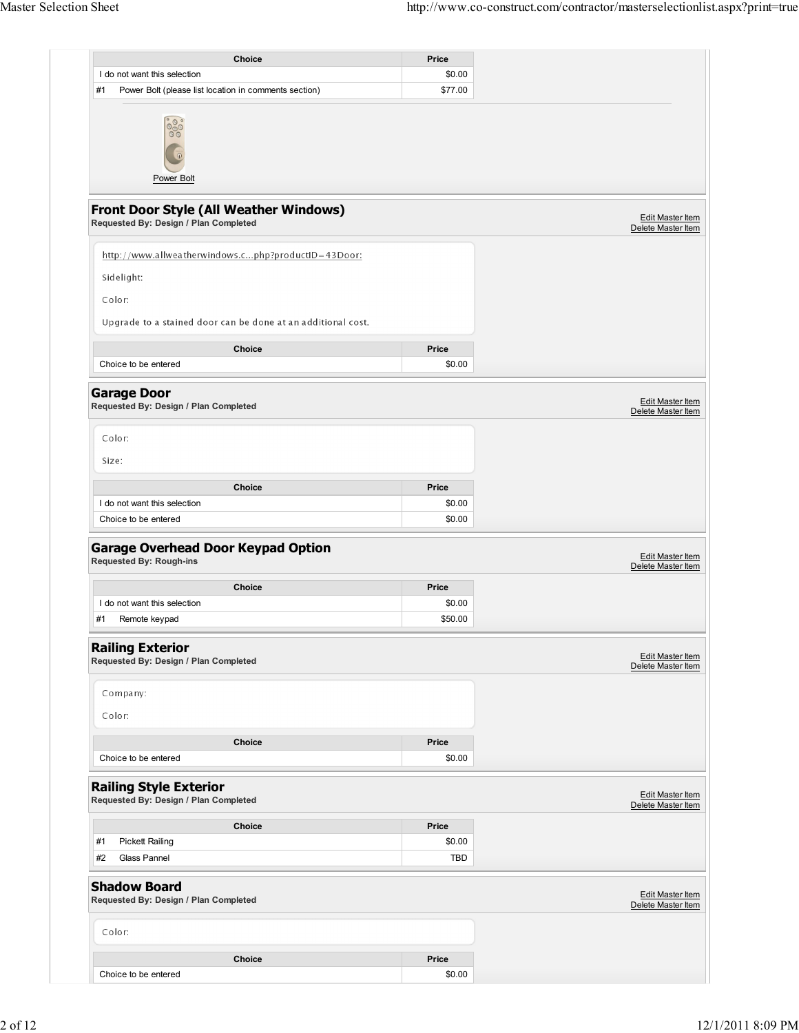| Choice | Price |
| --- | --- |
| I do not want this selection | $0.00 |
| #1 Power Bolt (please list location in comments section) | $77.00 |

Power Bolt

## Front Door Style (All Weather Windows)

**Requested By: Design / Plan Completed**

Edit Master Item
Delete Master Item

http://www.allweatherwindows.c...php?productID=43Door:

Sidelight:

Color:

Upgrade to a stained door can be done at an additional cost.

| Choice | Price |
| --- | --- |
| Choice to be entered | $0.00 |

## Garage Door

**Requested By: Design / Plan Completed**

Edit Master Item
Delete Master Item

Color:

Size:

| Choice | Price |
| --- | --- |
| I do not want this selection | $0.00 |
| Choice to be entered | $0.00 |

## Garage Overhead Door Keypad Option

**Requested By: Rough-ins**

Edit Master Item
Delete Master Item

| Choice | Price |
| --- | --- |
| I do not want this selection | $0.00 |
| #1 Remote keypad | $50.00 |

## Railing Exterior

**Requested By: Design / Plan Completed**

Edit Master Item
Delete Master Item

Company:

Color:

| Choice | Price |
| --- | --- |
| Choice to be entered | $0.00 |

## Railing Style Exterior

**Requested By: Design / Plan Completed**

Edit Master Item
Delete Master Item

| Choice | Price |
| --- | --- |
| #1 Pickett Railing | $0.00 |
| #2 Glass Pannel | TBD |

## Shadow Board

**Requested By: Design / Plan Completed**

Edit Master Item
Delete Master Item

Color:

| Choice | Price |
| --- | --- |
| Choice to be entered | $0.00 |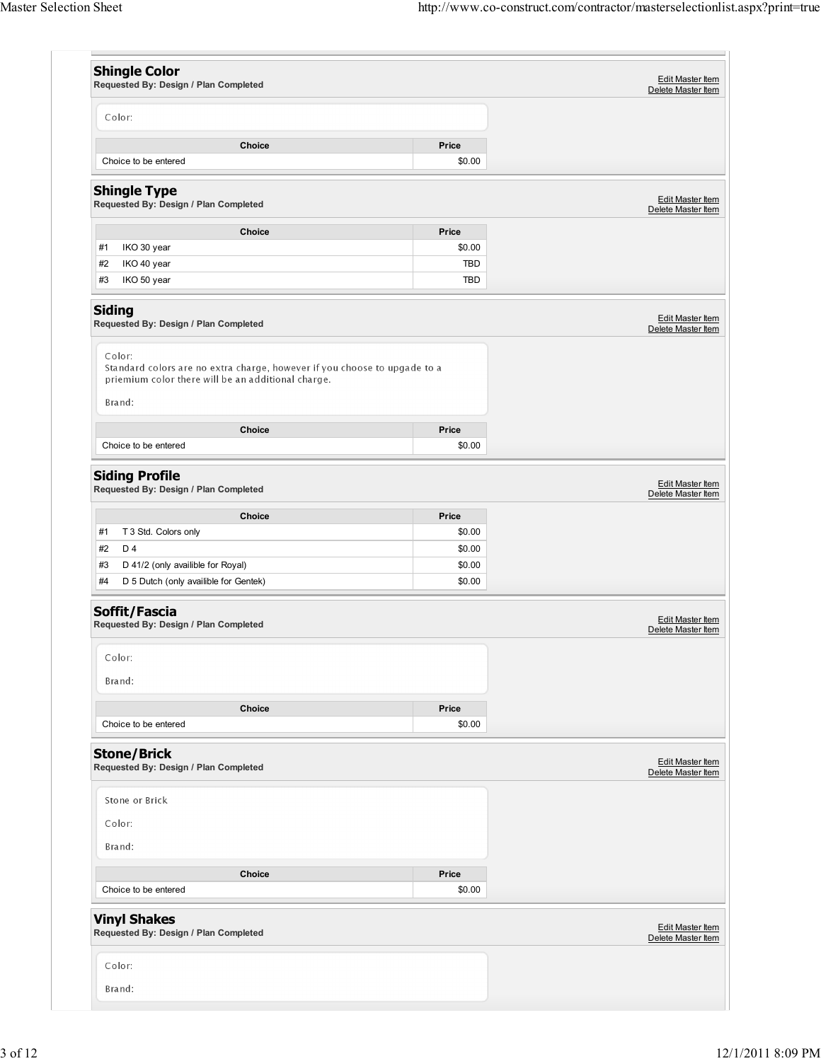## Shingle Color

**Requested By: Design / Plan Completed**

Edit Master Item
Delete Master Item

Color:

| Choice | Price |
|---|---|
| Choice to be entered | $0.00 |

## Shingle Type

**Requested By: Design / Plan Completed**

Edit Master Item
Delete Master Item

| | Choice | Price |
|---|---|---|
| #1 | IKO 30 year | $0.00 |
| #2 | IKO 40 year | TBD |
| #3 | IKO 50 year | TBD |

## Siding

**Requested By: Design / Plan Completed**

Edit Master Item
Delete Master Item

Color:
Standard colors are no extra charge, however if you choose to upgade to a priemium color there will be an additional charge.

Brand:

| Choice | Price |
|---|---|
| Choice to be entered | $0.00 |

## Siding Profile

**Requested By: Design / Plan Completed**

Edit Master Item
Delete Master Item

| | Choice | Price |
|---|---|---|
| #1 | T 3 Std. Colors only | $0.00 |
| #2 | D 4 | $0.00 |
| #3 | D 41/2 (only availible for Royal) | $0.00 |
| #4 | D 5 Dutch (only availible for Gentek) | $0.00 |

## Soffit/Fascia

**Requested By: Design / Plan Completed**

Edit Master Item
Delete Master Item

Color:

Brand:

| Choice | Price |
|---|---|
| Choice to be entered | $0.00 |

## Stone/Brick

**Requested By: Design / Plan Completed**

Edit Master Item
Delete Master Item

Stone or Brick

Color:

Brand:

| Choice | Price |
|---|---|
| Choice to be entered | $0.00 |

## Vinyl Shakes

**Requested By: Design / Plan Completed**

Edit Master Item
Delete Master Item

Color:

Brand: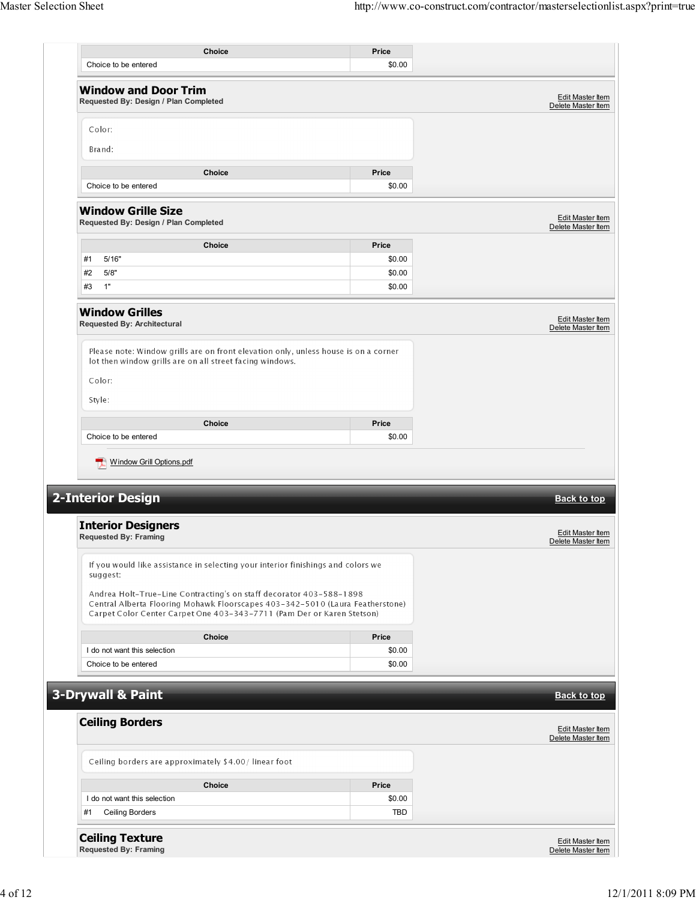| Choice | Price |
| --- | --- |
| Choice to be entered | $0.00 |

### Window and Door Trim

**Requested By: Design / Plan Completed**

Edit Master Item
Delete Master Item

Color:

Brand:

| Choice | Price |
| --- | --- |
| Choice to be entered | $0.00 |

### Window Grille Size

**Requested By: Design / Plan Completed**

Edit Master Item
Delete Master Item

| Choice | Price |
| --- | --- |
| #1 5/16" | $0.00 |
| #2 5/8" | $0.00 |
| #3 1" | $0.00 |

### Window Grilles

**Requested By: Architectural**

Edit Master Item
Delete Master Item

Please note: Window grills are on front elevation only, unless house is on a corner lot then window grills are on all street facing windows.

Color:

Style:

| Choice | Price |
| --- | --- |
| Choice to be entered | $0.00 |

Window Grill Options.pdf

## 2-Interior Design

Back to top

### Interior Designers

**Requested By: Framing**

Edit Master Item
Delete Master Item

If you would like assistance in selecting your interior finishings and colors we suggest:

Andrea Holt-True-Line Contracting's on staff decorator 403-588-1898
Central Alberta Flooring Mohawk Floorscapes 403-342-5010 (Laura Featherstone)
Carpet Color Center Carpet One 403-343-7711 (Pam Der or Karen Stetson)

| Choice | Price |
| --- | --- |
| I do not want this selection | $0.00 |
| Choice to be entered | $0.00 |

## 3-Drywall & Paint

Back to top

### Ceiling Borders

Edit Master Item
Delete Master Item

Ceiling borders are approximately $4.00/ linear foot

| Choice | Price |
| --- | --- |
| I do not want this selection | $0.00 |
| #1 Ceiling Borders | TBD |

### Ceiling Texture

**Requested By: Framing**

Edit Master Item
Delete Master Item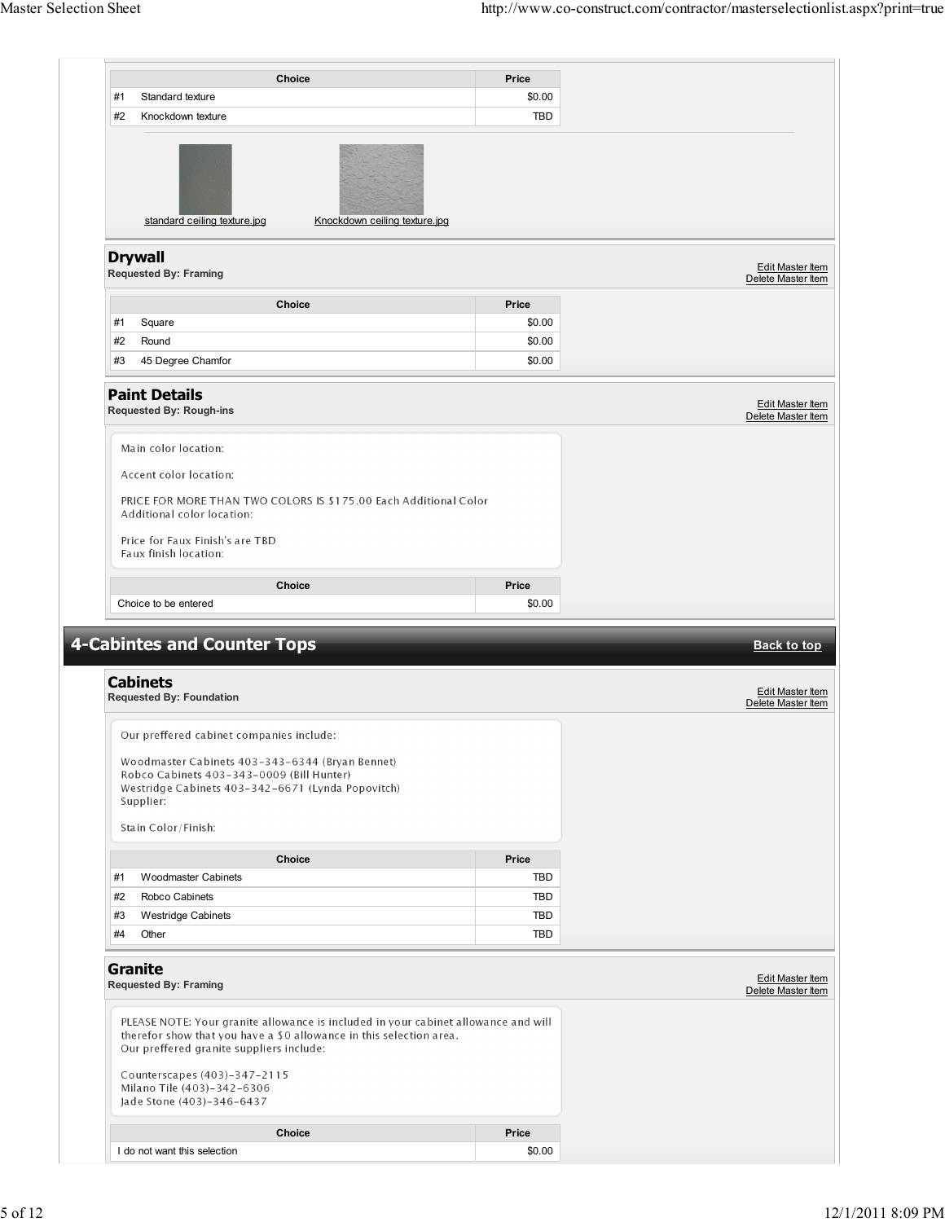| | Choice | Price |
|---|---|---|
| #1 | Standard texture | $0.00 |
| #2 | Knockdown texture | TBD |

standard ceiling texture.jpg Knockdown ceiling texture.jpg

### Drywall

**Requested By: Framing**

Edit Master Item
Delete Master Item

| | Choice | Price |
|---|---|---|
| #1 | Square | $0.00 |
| #2 | Round | $0.00 |
| #3 | 45 Degree Chamfor | $0.00 |

### Paint Details

**Requested By: Rough-ins**

Edit Master Item
Delete Master Item

Main color location:

Accent color location:

PRICE FOR MORE THAN TWO COLORS IS $175.00 Each Additional Color
Additional color location:

Price for Faux Finish's are TBD
Faux finish location:

| Choice | Price |
|---|---|
| Choice to be entered | $0.00 |

## 4-Cabintes and Counter Tops

Back to top

### Cabinets

**Requested By: Foundation**

Edit Master Item
Delete Master Item

Our preffered cabinet companies include:

Woodmaster Cabinets 403-343-6344 (Bryan Bennet)
Robco Cabinets 403-343-0009 (Bill Hunter)
Westridge Cabinets 403-342-6671 (Lynda Popovitch)
Supplier:

Stain Color/Finish:

| | Choice | Price |
|---|---|---|
| #1 | Woodmaster Cabinets | TBD |
| #2 | Robco Cabinets | TBD |
| #3 | Westridge Cabinets | TBD |
| #4 | Other | TBD |

### Granite

**Requested By: Framing**

Edit Master Item
Delete Master Item

PLEASE NOTE: Your granite allowance is included in your cabinet allowance and will therefor show that you have a $0 allowance in this selection area.
Our preffered granite suppliers include:

Counterscapes (403)-347-2115
Milano Tile (403)-342-6306
Jade Stone (403)-346-6437

| Choice | Price |
|---|---|
| I do not want this selection | $0.00 |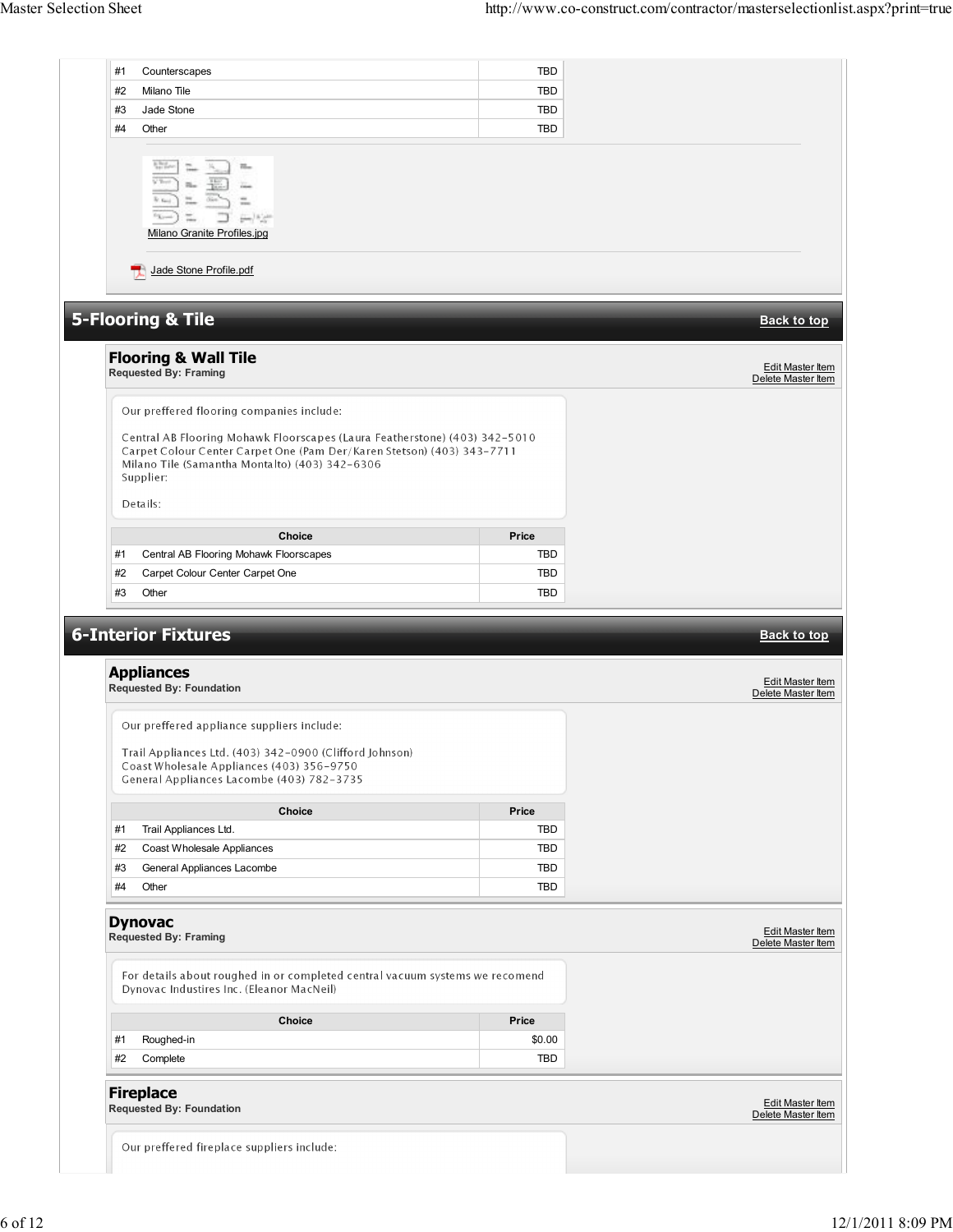| | Choice | Price |
|---|---|---|
| #1 | Counterscapes | TBD |
| #2 | Milano Tile | TBD |
| #3 | Jade Stone | TBD |
| #4 | Other | TBD |

Milano Granite Profiles.jpg

Jade Stone Profile.pdf

## 5-Flooring & Tile

Back to top

### Flooring & Wall Tile

**Requested By: Framing**

Edit Master Item
Delete Master Item

Our preffered flooring companies include:

Central AB Flooring Mohawk Floorscapes (Laura Featherstone) (403) 342-5010
Carpet Colour Center Carpet One (Pam Der/Karen Stetson) (403) 343-7711
Milano Tile (Samantha Montalto) (403) 342-6306
Supplier:

Details:

| | Choice | Price |
|---|---|---|
| #1 | Central AB Flooring Mohawk Floorscapes | TBD |
| #2 | Carpet Colour Center Carpet One | TBD |
| #3 | Other | TBD |

## 6-Interior Fixtures

Back to top

### Appliances

**Requested By: Foundation**

Edit Master Item
Delete Master Item

Our preffered appliance suppliers include:

Trail Appliances Ltd. (403) 342-0900 (Clifford Johnson)
Coast Wholesale Appliances (403) 356-9750
General Appliances Lacombe (403) 782-3735

| | Choice | Price |
|---|---|---|
| #1 | Trail Appliances Ltd. | TBD |
| #2 | Coast Wholesale Appliances | TBD |
| #3 | General Appliances Lacombe | TBD |
| #4 | Other | TBD |

### Dynovac

**Requested By: Framing**

Edit Master Item
Delete Master Item

For details about roughed in or completed central vacuum systems we recomend Dynovac Industires Inc. (Eleanor MacNeil)

| | Choice | Price |
|---|---|---|
| #1 | Roughed-in | $0.00 |
| #2 | Complete | TBD |

### Fireplace

**Requested By: Foundation**

Edit Master Item
Delete Master Item

Our preffered fireplace suppliers include: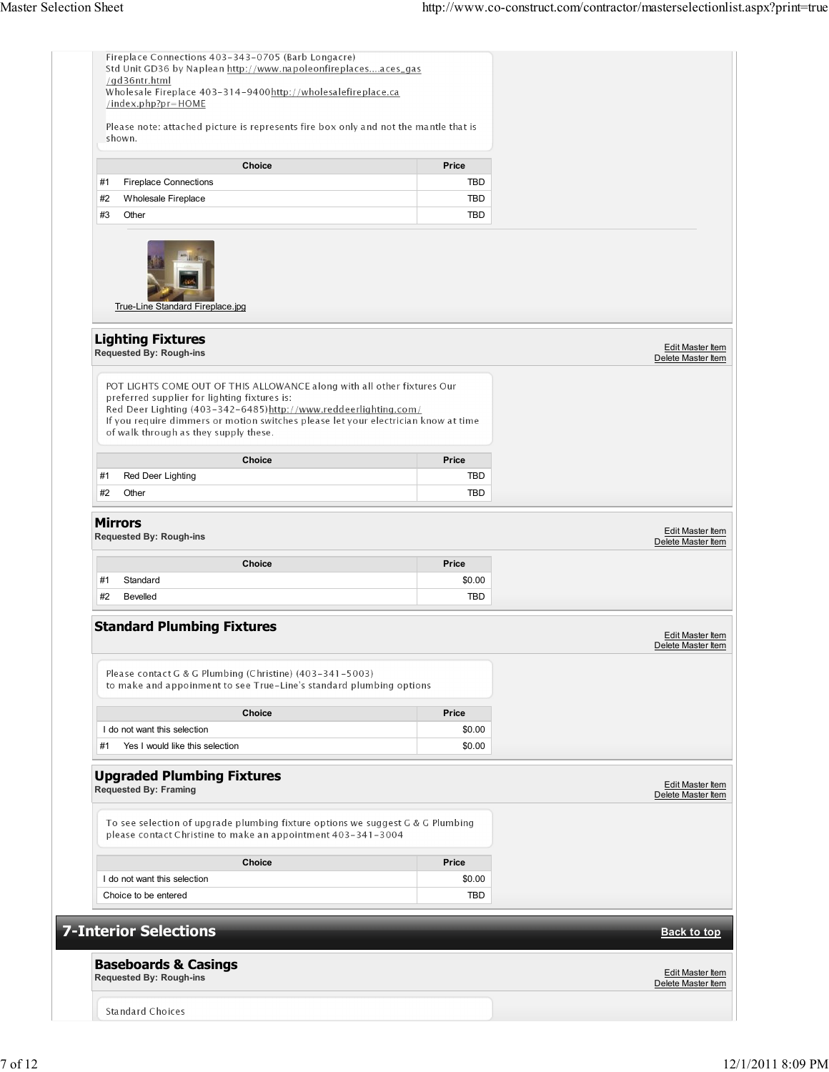Fireplace Connections 403-343-0705 (Barb Longacre)
Std Unit GD36 by Naplean http://www.napoleonfireplaces....aces_gas/gd36ntr.html
Wholesale Fireplace 403-314-9400http://wholesalefireplace.ca/index.php?pr=HOME

Please note: attached picture is represents fire box only and not the mantle that is shown.

| Choice | Price |
|---|---|
| #1 Fireplace Connections | TBD |
| #2 Wholesale Fireplace | TBD |
| #3 Other | TBD |

True-Line Standard Fireplace.jpg

## Lighting Fixtures

**Requested By: Rough-ins**

Edit Master Item
Delete Master Item

POT LIGHTS COME OUT OF THIS ALLOWANCE along with all other fixtures Our preferred supplier for lighting fixtures is:
Red Deer Lighting (403-342-6485)http://www.reddeerlighting.com/
If you require dimmers or motion switches please let your electrician know at time of walk through as they supply these.

| Choice | Price |
|---|---|
| #1 Red Deer Lighting | TBD |
| #2 Other | TBD |

## Mirrors

**Requested By: Rough-ins**

Edit Master Item
Delete Master Item

| Choice | Price |
|---|---|
| #1 Standard | $0.00 |
| #2 Bevelled | TBD |

## Standard Plumbing Fixtures

Edit Master Item
Delete Master Item

Please contact G & G Plumbing (Christine) (403-341-5003)
to make and appoinment to see True-Line's standard plumbing options

| Choice | Price |
|---|---|
| I do not want this selection | $0.00 |
| #1 Yes I would like this selection | $0.00 |

## Upgraded Plumbing Fixtures

**Requested By: Framing**

Edit Master Item
Delete Master Item

To see selection of upgrade plumbing fixture options we suggest G & G Plumbing please contact Christine to make an appointment 403-341-3004

| Choice | Price |
|---|---|
| I do not want this selection | $0.00 |
| Choice to be entered | TBD |

# 7-Interior Selections

Back to top

## Baseboards & Casings

**Requested By: Rough-ins**

Edit Master Item
Delete Master Item

Standard Choices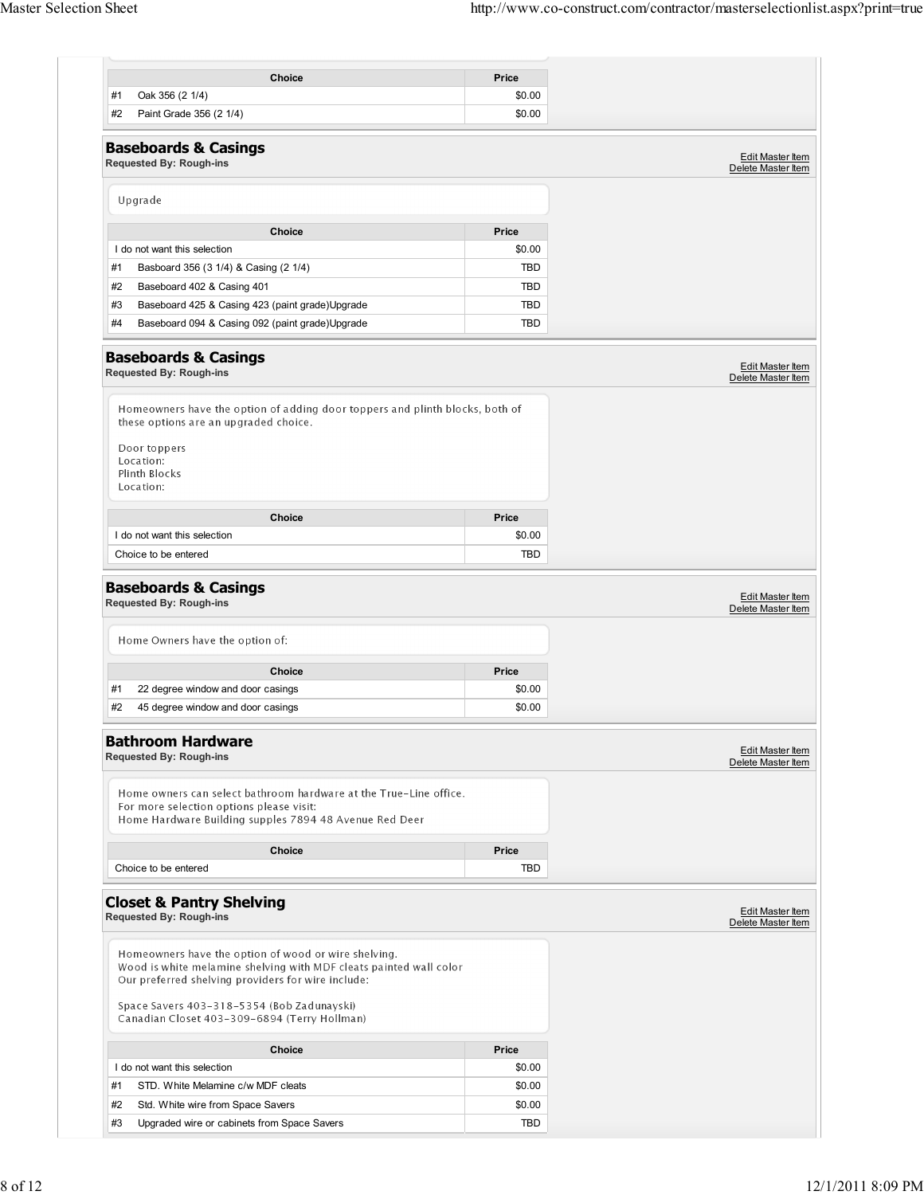| Choice | Price |
|---|---|
| #1 Oak 356 (2 1/4) | $0.00 |
| #2 Paint Grade 356 (2 1/4) | $0.00 |

## Baseboards & Casings

**Requested By: Rough-ins**

Edit Master Item
Delete Master Item

Upgrade

| Choice | Price |
|---|---|
| I do not want this selection | $0.00 |
| #1 Basboard 356 (3 1/4) & Casing (2 1/4) | TBD |
| #2 Baseboard 402 & Casing 401 | TBD |
| #3 Baseboard 425 & Casing 423 (paint grade)Upgrade | TBD |
| #4 Baseboard 094 & Casing 092 (paint grade)Upgrade | TBD |

## Baseboards & Casings

**Requested By: Rough-ins**

Edit Master Item
Delete Master Item

Homeowners have the option of adding door toppers and plinth blocks, both of these options are an upgraded choice.

Door toppers
Location:
Plinth Blocks
Location:

| Choice | Price |
|---|---|
| I do not want this selection | $0.00 |
| Choice to be entered | TBD |

## Baseboards & Casings

**Requested By: Rough-ins**

Edit Master Item
Delete Master Item

Home Owners have the option of:

| Choice | Price |
|---|---|
| #1 22 degree window and door casings | $0.00 |
| #2 45 degree window and door casings | $0.00 |

## Bathroom Hardware

**Requested By: Rough-ins**

Edit Master Item
Delete Master Item

Home owners can select bathroom hardware at the True-Line office.
For more selection options please visit:
Home Hardware Building supples 7894 48 Avenue Red Deer

| Choice | Price |
|---|---|
| Choice to be entered | TBD |

## Closet & Pantry Shelving

**Requested By: Rough-ins**

Edit Master Item
Delete Master Item

Homeowners have the option of wood or wire shelving.
Wood is white melamine shelving with MDF cleats painted wall color
Our preferred shelving providers for wire include:

Space Savers 403-318-5354 (Bob Zadunayski)
Canadian Closet 403-309-6894 (Terry Hollman)

| Choice | Price |
|---|---|
| I do not want this selection | $0.00 |
| #1 STD. White Melamine c/w MDF cleats | $0.00 |
| #2 Std. White wire from Space Savers | $0.00 |
| #3 Upgraded wire or cabinets from Space Savers | TBD |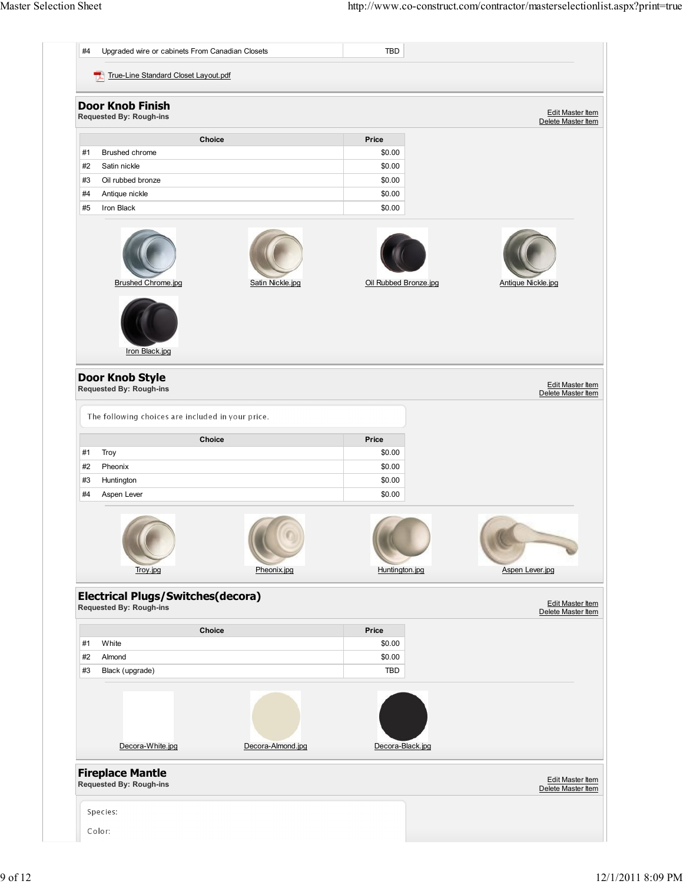| | | |
|---|---|---|
| #4 | Upgraded wire or cabinets From Canadian Closets | TBD |

True-Line Standard Closet Layout.pdf

## Door Knob Finish

**Requested By: Rough-ins**

Edit Master Item
Delete Master Item

| | Choice | Price |
|---|---|---|
| #1 | Brushed chrome | $0.00 |
| #2 | Satin nickle | $0.00 |
| #3 | Oil rubbed bronze | $0.00 |
| #4 | Antique nickle | $0.00 |
| #5 | Iron Black | $0.00 |

Brushed Chrome.jpg | Satin Nickle.jpg | Oil Rubbed Bronze.jpg | Antique Nickle.jpg | Iron Black.jpg

## Door Knob Style

**Requested By: Rough-ins**

Edit Master Item
Delete Master Item

The following choices are included in your price.

| | Choice | Price |
|---|---|---|
| #1 | Troy | $0.00 |
| #2 | Pheonix | $0.00 |
| #3 | Huntington | $0.00 |
| #4 | Aspen Lever | $0.00 |

Troy.jpg | Pheonix.jpg | Huntington.jpg | Aspen Lever.jpg

## Electrical Plugs/Switches(decora)

**Requested By: Rough-ins**

Edit Master Item
Delete Master Item

| | Choice | Price |
|---|---|---|
| #1 | White | $0.00 |
| #2 | Almond | $0.00 |
| #3 | Black (upgrade) | TBD |

Decora-White.jpg | Decora-Almond.jpg | Decora-Black.jpg

## Fireplace Mantle

**Requested By: Rough-ins**

Edit Master Item
Delete Master Item

Species:

Color: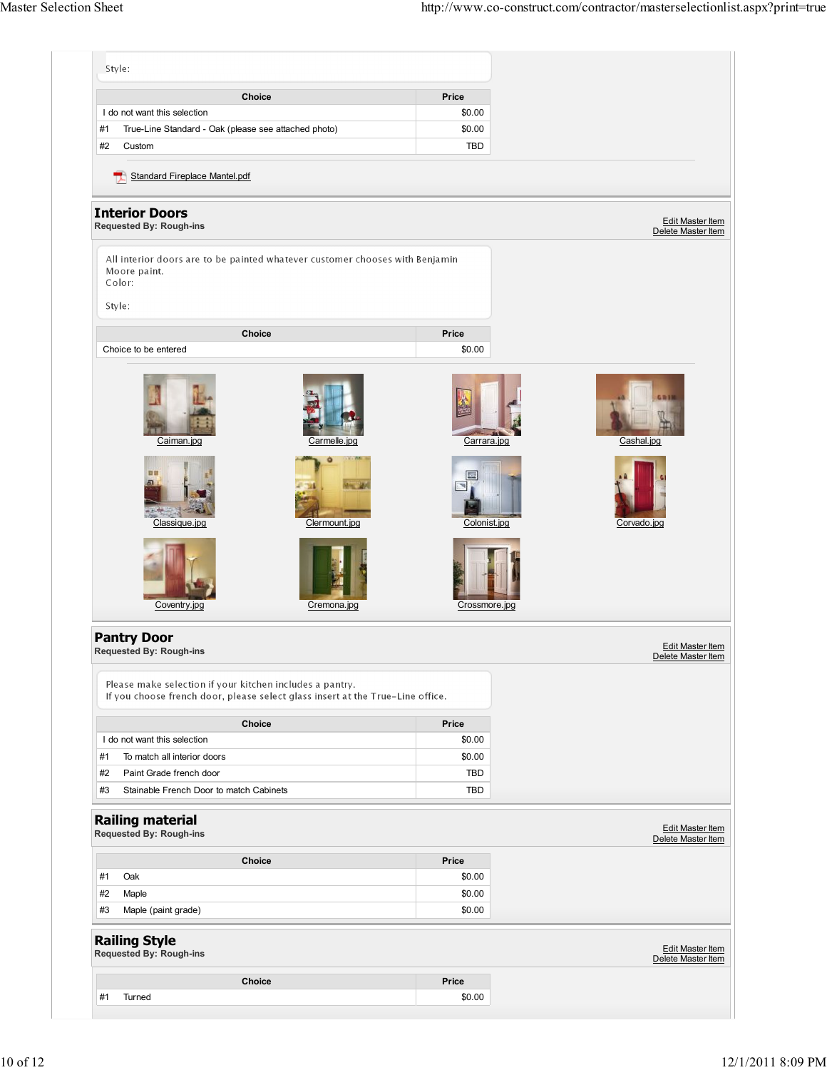Style:

| | Choice | Price |
|---|---|---|
| I do not want this selection | | $0.00 |
| #1 | True-Line Standard - Oak (please see attached photo) | $0.00 |
| #2 | Custom | TBD |

Standard Fireplace Mantel.pdf

## Interior Doors

**Requested By: Rough-ins**

Edit Master Item
Delete Master Item

All interior doors are to be painted whatever customer chooses with Benjamin Moore paint.
Color:

Style:

| Choice | Price |
|---|---|
| Choice to be entered | $0.00 |

Caiman.jpg Carmelle.jpg Carrara.jpg Cashal.jpg
Classique.jpg Clermount.jpg Colonist.jpg Corvado.jpg
Coventry.jpg Cremona.jpg Crossmore.jpg

## Pantry Door

**Requested By: Rough-ins**

Edit Master Item
Delete Master Item

Please make selection if your kitchen includes a pantry.
If you choose french door, please select glass insert at the True-Line office.

| | Choice | Price |
|---|---|---|
| I do not want this selection | | $0.00 |
| #1 | To match all interior doors | $0.00 |
| #2 | Paint Grade french door | TBD |
| #3 | Stainable French Door to match Cabinets | TBD |

## Railing material

**Requested By: Rough-ins**

Edit Master Item
Delete Master Item

| | Choice | Price |
|---|---|---|
| #1 | Oak | $0.00 |
| #2 | Maple | $0.00 |
| #3 | Maple (paint grade) | $0.00 |

## Railing Style

**Requested By: Rough-ins**

Edit Master Item
Delete Master Item

| | Choice | Price |
|---|---|---|
| #1 | Turned | $0.00 |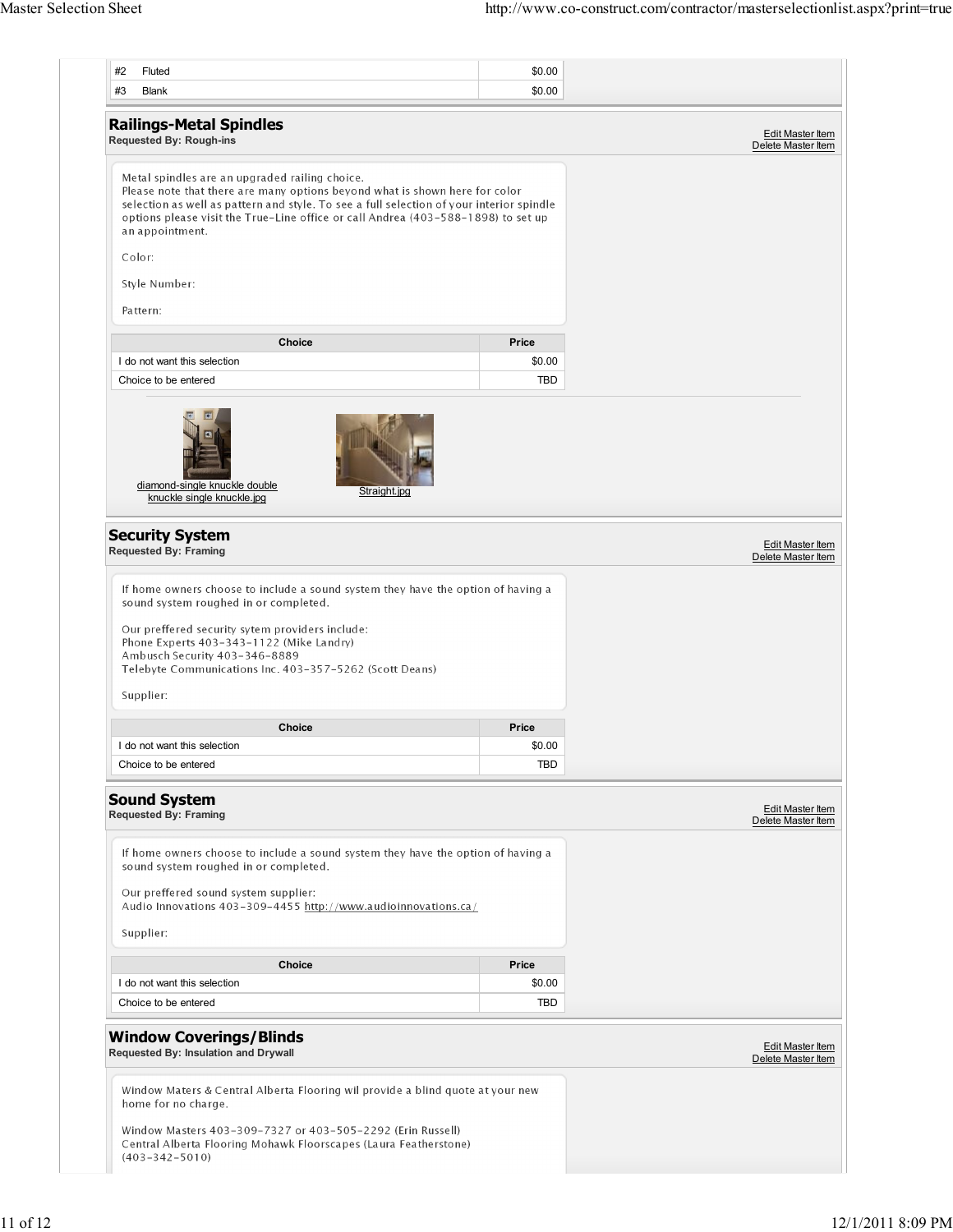| | | |
|---|---|---|
| #2 | Fluted | $0.00 |
| #3 | Blank | $0.00 |

## Railings-Metal Spindles

**Requested By: Rough-ins**

Edit Master Item
Delete Master Item

Metal spindles are an upgraded railing choice.
Please note that there are many options beyond what is shown here for color selection as well as pattern and style. To see a full selection of your interior spindle options please visit the True-Line office or call Andrea (403-588-1898) to set up an appointment.

Color:

Style Number:

Pattern:

| Choice | Price |
|---|---|
| I do not want this selection | $0.00 |
| Choice to be entered | TBD |

diamond-single knuckle double knuckle single knuckle.jpg

Straight.jpg

## Security System

**Requested By: Framing**

Edit Master Item
Delete Master Item

If home owners choose to include a sound system they have the option of having a sound system roughed in or completed.

Our preffered security sytem providers include:
Phone Experts 403-343-1122 (Mike Landry)
Ambusch Security 403-346-8889
Telebyte Communications Inc. 403-357-5262 (Scott Deans)

Supplier:

| Choice | Price |
|---|---|
| I do not want this selection | $0.00 |
| Choice to be entered | TBD |

## Sound System

**Requested By: Framing**

Edit Master Item
Delete Master Item

If home owners choose to include a sound system they have the option of having a sound system roughed in or completed.

Our preffered sound system supplier:
Audio Innovations 403-309-4455 http://www.audioinnovations.ca/

Supplier:

| Choice | Price |
|---|---|
| I do not want this selection | $0.00 |
| Choice to be entered | TBD |

## Window Coverings/Blinds

**Requested By: Insulation and Drywall**

Edit Master Item
Delete Master Item

Window Maters & Central Alberta Flooring wil provide a blind quote at your new home for no charge.

Window Masters 403-309-7327 or 403-505-2292 (Erin Russell)
Central Alberta Flooring Mohawk Floorscapes (Laura Featherstone) (403-342-5010)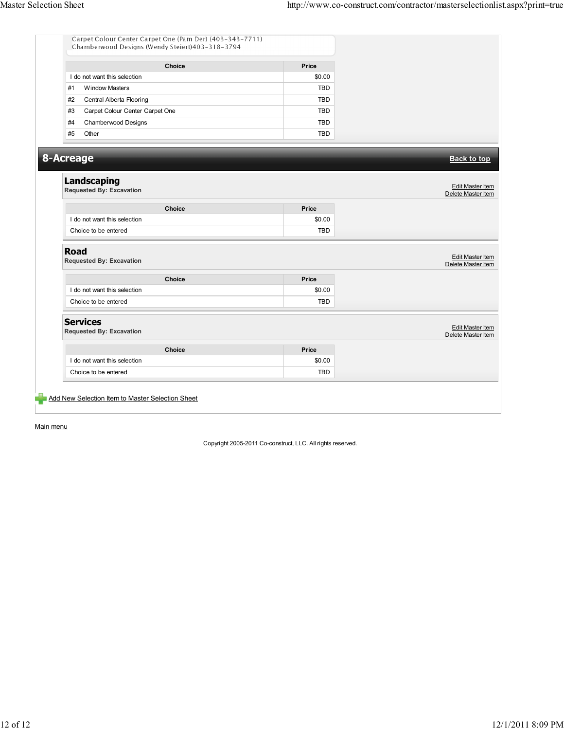Carpet Colour Center Carpet One (Pam Der) (403-343-7711)
Chamberwood Designs (Wendy Steiert)403-318-3794

| Choice | Price |
| --- | --- |
| I do not want this selection | $0.00 |
| #1 Window Masters | TBD |
| #2 Central Alberta Flooring | TBD |
| #3 Carpet Colour Center Carpet One | TBD |
| #4 Chamberwood Designs | TBD |
| #5 Other | TBD |

## 8-Acreage

Back to top

### Landscaping

**Requested By: Excavation**

Edit Master Item
Delete Master Item

| Choice | Price |
| --- | --- |
| I do not want this selection | $0.00 |
| Choice to be entered | TBD |

### Road

**Requested By: Excavation**

Edit Master Item
Delete Master Item

| Choice | Price |
| --- | --- |
| I do not want this selection | $0.00 |
| Choice to be entered | TBD |

### Services

**Requested By: Excavation**

Edit Master Item
Delete Master Item

| Choice | Price |
| --- | --- |
| I do not want this selection | $0.00 |
| Choice to be entered | TBD |

Add New Selection Item to Master Selection Sheet

Main menu

Copyright 2005-2011 Co-construct, LLC. All rights reserved.